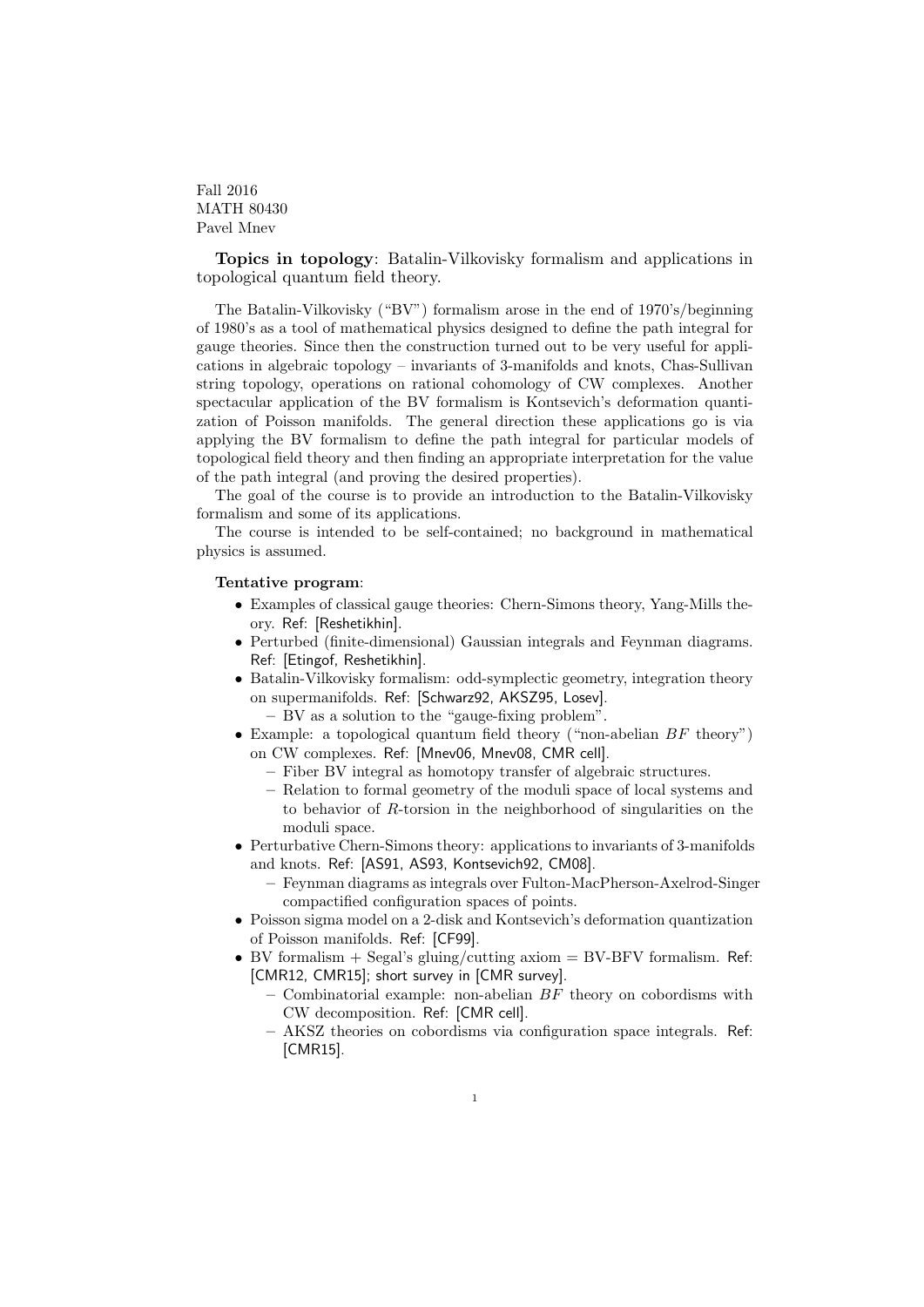Fall 2016
MATH 80430
Pavel Mnev

**Topics in topology**: Batalin-Vilkovisky formalism and applications in topological quantum field theory.

The Batalin-Vilkovisky ("BV") formalism arose in the end of 1970's/beginning of 1980's as a tool of mathematical physics designed to define the path integral for gauge theories. Since then the construction turned out to be very useful for applications in algebraic topology – invariants of 3-manifolds and knots, Chas-Sullivan string topology, operations on rational cohomology of CW complexes. Another spectacular application of the BV formalism is Kontsevich's deformation quantization of Poisson manifolds. The general direction these applications go is via applying the BV formalism to define the path integral for particular models of topological field theory and then finding an appropriate interpretation for the value of the path integral (and proving the desired properties).

The goal of the course is to provide an introduction to the Batalin-Vilkovisky formalism and some of its applications.

The course is intended to be self-contained; no background in mathematical physics is assumed.

**Tentative program**:

- Examples of classical gauge theories: Chern-Simons theory, Yang-Mills theory. Ref: [Reshetikhin].
- Perturbed (finite-dimensional) Gaussian integrals and Feynman diagrams. Ref: [Etingof, Reshetikhin].
- Batalin-Vilkovisky formalism: odd-symplectic geometry, integration theory on supermanifolds. Ref: [Schwarz92, AKSZ95, Losev].
  - BV as a solution to the "gauge-fixing problem".
- Example: a topological quantum field theory ("non-abelian $BF$ theory") on CW complexes. Ref: [Mnev06, Mnev08, CMR cell].
  - Fiber BV integral as homotopy transfer of algebraic structures.
  - Relation to formal geometry of the moduli space of local systems and to behavior of $R$-torsion in the neighborhood of singularities on the moduli space.
- Perturbative Chern-Simons theory: applications to invariants of 3-manifolds and knots. Ref: [AS91, AS93, Kontsevich92, CM08].
  - Feynman diagrams as integrals over Fulton-MacPherson-Axelrod-Singer compactified configuration spaces of points.
- Poisson sigma model on a 2-disk and Kontsevich's deformation quantization of Poisson manifolds. Ref: [CF99].
- BV formalism + Segal's gluing/cutting axiom = BV-BFV formalism. Ref: [CMR12, CMR15]; short survey in [CMR survey].
  - Combinatorial example: non-abelian $BF$ theory on cobordisms with CW decomposition. Ref: [CMR cell].
  - AKSZ theories on cobordisms via configuration space integrals. Ref: [CMR15].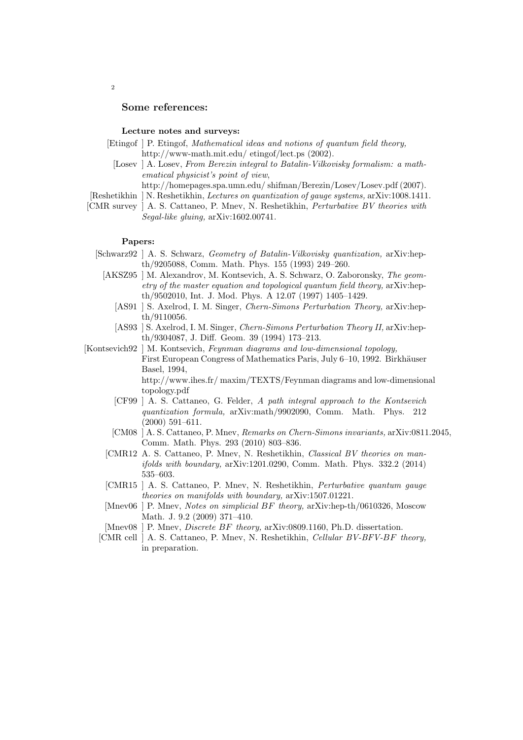## Some references:

### Lecture notes and surveys:

[Etingof ] P. Etingof, *Mathematical ideas and notions of quantum field theory,* http://www-math.mit.edu/ etingof/lect.ps (2002).

[Losev ] A. Losev, *From Berezin integral to Batalin-Vilkovisky formalism: a mathematical physicist's point of view,* http://homepages.spa.umn.edu/ shifman/Berezin/Losev/Losev.pdf (2007).

[Reshetikhin ] N. Reshetikhin, *Lectures on quantization of gauge systems,* arXiv:1008.1411.

[CMR survey ] A. S. Cattaneo, P. Mnev, N. Reshetikhin, *Perturbative BV theories with Segal-like gluing,* arXiv:1602.00741.

### Papers:

[Schwarz92 ] A. S. Schwarz, *Geometry of Batalin-Vilkovisky quantization,* arXiv:hep-th/9205088, Comm. Math. Phys. 155 (1993) 249–260.

[AKSZ95 ] M. Alexandrov, M. Kontsevich, A. S. Schwarz, O. Zaboronsky, *The geometry of the master equation and topological quantum field theory,* arXiv:hep-th/9502010, Int. J. Mod. Phys. A 12.07 (1997) 1405–1429.

[AS91 ] S. Axelrod, I. M. Singer, *Chern-Simons Perturbation Theory,* arXiv:hep-th/9110056.

[AS93 ] S. Axelrod, I. M. Singer, *Chern-Simons Perturbation Theory II,* arXiv:hep-th/9304087, J. Diff. Geom. 39 (1994) 173–213.

[Kontsevich92 ] M. Kontsevich, *Feynman diagrams and low-dimensional topology,* First European Congress of Mathematics Paris, July 6–10, 1992. Birkhäuser Basel, 1994, http://www.ihes.fr/ maxim/TEXTS/Feynman diagrams and low-dimensional topology.pdf

[CF99 ] A. S. Cattaneo, G. Felder, *A path integral approach to the Kontsevich quantization formula,* arXiv:math/9902090, Comm. Math. Phys. 212 (2000) 591–611.

[CM08 ] A. S. Cattaneo, P. Mnev, *Remarks on Chern-Simons invariants,* arXiv:0811.2045, Comm. Math. Phys. 293 (2010) 803–836.

[CMR12 A. S. Cattaneo, P. Mnev, N. Reshetikhin, *Classical BV theories on manifolds with boundary,* arXiv:1201.0290, Comm. Math. Phys. 332.2 (2014) 535–603.

[CMR15 ] A. S. Cattaneo, P. Mnev, N. Reshetikhin, *Perturbative quantum gauge theories on manifolds with boundary,* arXiv:1507.01221.

[Mnev06 ] P. Mnev, *Notes on simplicial BF theory,* arXiv:hep-th/0610326, Moscow Math. J. 9.2 (2009) 371–410.

[Mnev08 ] P. Mnev, *Discrete BF theory,* arXiv:0809.1160, Ph.D. dissertation.

[CMR cell ] A. S. Cattaneo, P. Mnev, N. Reshetikhin, *Cellular BV-BFV-BF theory,* in preparation.